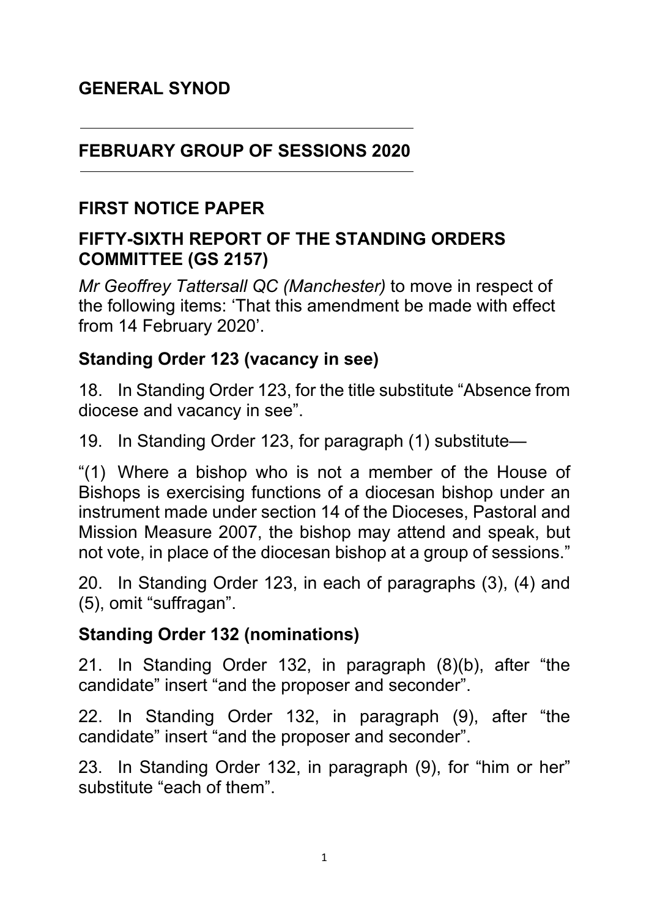## GENERAL SYNOD

---

## FEBRUARY GROUP OF SESSIONS 2020

---

## FIRST NOTICE PAPER

## FIFTY-SIXTH REPORT OF THE STANDING ORDERS COMMITTEE (GS 2157)

*Mr Geoffrey Tattersall QC (Manchester)* to move in respect of the following items: 'That this amendment be made with effect from 14 February 2020'.

### Standing Order 123 (vacancy in see)

18. In Standing Order 123, for the title substitute "Absence from diocese and vacancy in see".

19. In Standing Order 123, for paragraph (1) substitute—

"(1) Where a bishop who is not a member of the House of Bishops is exercising functions of a diocesan bishop under an instrument made under section 14 of the Dioceses, Pastoral and Mission Measure 2007, the bishop may attend and speak, but not vote, in place of the diocesan bishop at a group of sessions."

20. In Standing Order 123, in each of paragraphs (3), (4) and (5), omit "suffragan".

### Standing Order 132 (nominations)

21. In Standing Order 132, in paragraph (8)(b), after "the candidate" insert "and the proposer and seconder".

22. In Standing Order 132, in paragraph (9), after "the candidate" insert "and the proposer and seconder".

23. In Standing Order 132, in paragraph (9), for "him or her" substitute "each of them".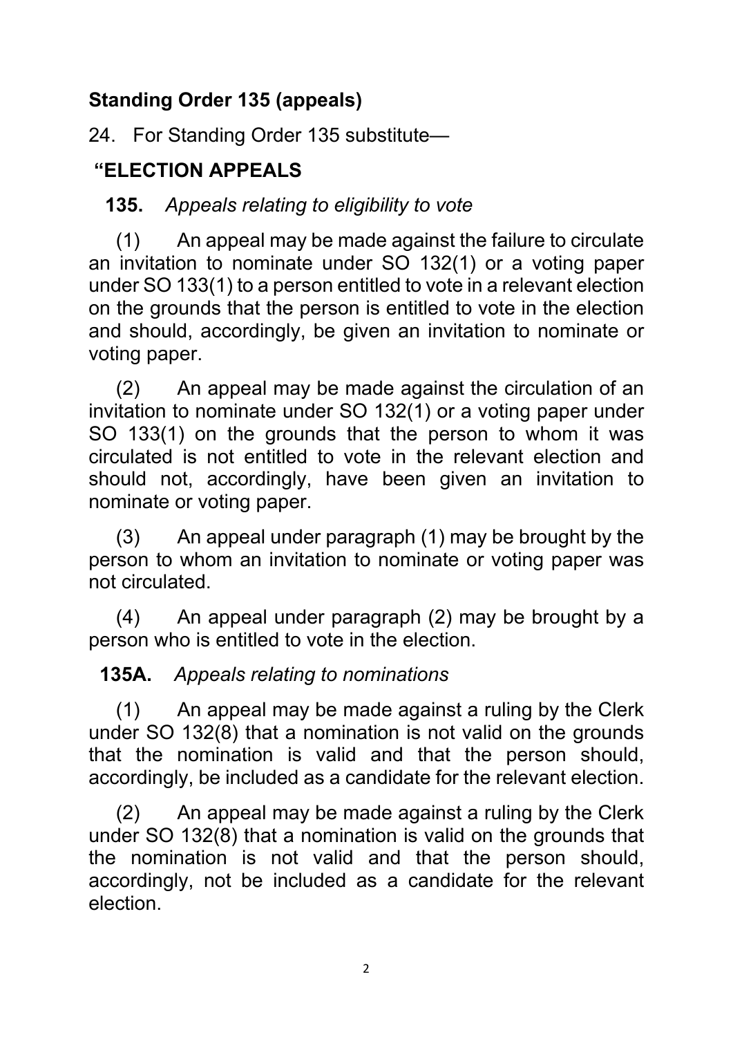**Standing Order 135 (appeals)**

24. For Standing Order 135 substitute—

**“ELECTION APPEALS**

**135.** *Appeals relating to eligibility to vote*

(1) An appeal may be made against the failure to circulate an invitation to nominate under SO 132(1) or a voting paper under SO 133(1) to a person entitled to vote in a relevant election on the grounds that the person is entitled to vote in the election and should, accordingly, be given an invitation to nominate or voting paper.

(2) An appeal may be made against the circulation of an invitation to nominate under SO 132(1) or a voting paper under SO 133(1) on the grounds that the person to whom it was circulated is not entitled to vote in the relevant election and should not, accordingly, have been given an invitation to nominate or voting paper.

(3) An appeal under paragraph (1) may be brought by the person to whom an invitation to nominate or voting paper was not circulated.

(4) An appeal under paragraph (2) may be brought by a person who is entitled to vote in the election.

**135A.** *Appeals relating to nominations*

(1) An appeal may be made against a ruling by the Clerk under SO 132(8) that a nomination is not valid on the grounds that the nomination is valid and that the person should, accordingly, be included as a candidate for the relevant election.

(2) An appeal may be made against a ruling by the Clerk under SO 132(8) that a nomination is valid on the grounds that the nomination is not valid and that the person should, accordingly, not be included as a candidate for the relevant election.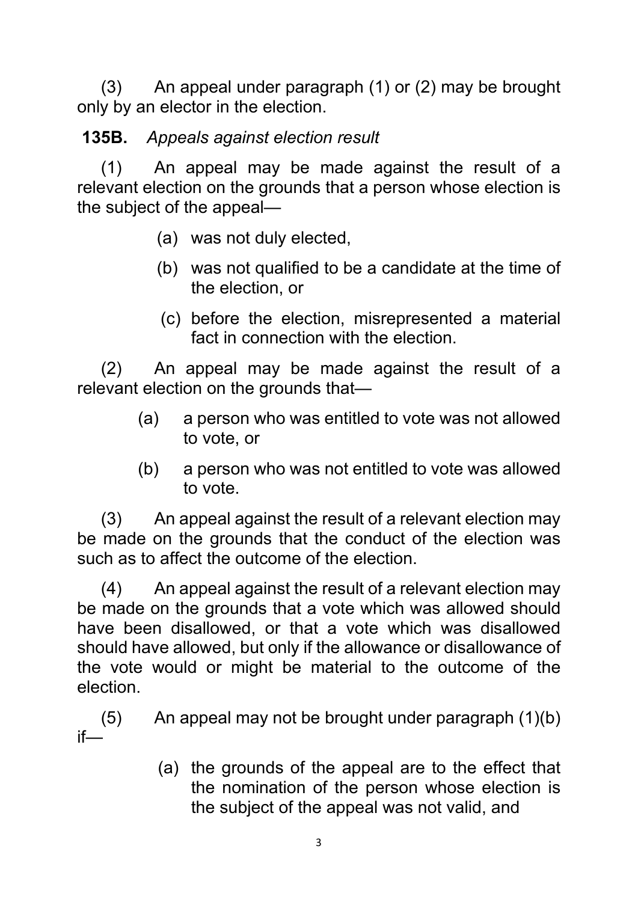(3) An appeal under paragraph (1) or (2) may be brought only by an elector in the election.

**135B.** *Appeals against election result*

(1) An appeal may be made against the result of a relevant election on the grounds that a person whose election is the subject of the appeal—

- (a) was not duly elected,
- (b) was not qualified to be a candidate at the time of the election, or
- (c) before the election, misrepresented a material fact in connection with the election.

(2) An appeal may be made against the result of a relevant election on the grounds that—

- (a) a person who was entitled to vote was not allowed to vote, or
- (b) a person who was not entitled to vote was allowed to vote.

(3) An appeal against the result of a relevant election may be made on the grounds that the conduct of the election was such as to affect the outcome of the election.

(4) An appeal against the result of a relevant election may be made on the grounds that a vote which was allowed should have been disallowed, or that a vote which was disallowed should have allowed, but only if the allowance or disallowance of the vote would or might be material to the outcome of the election.

(5) An appeal may not be brought under paragraph (1)(b) if—

- (a) the grounds of the appeal are to the effect that the nomination of the person whose election is the subject of the appeal was not valid, and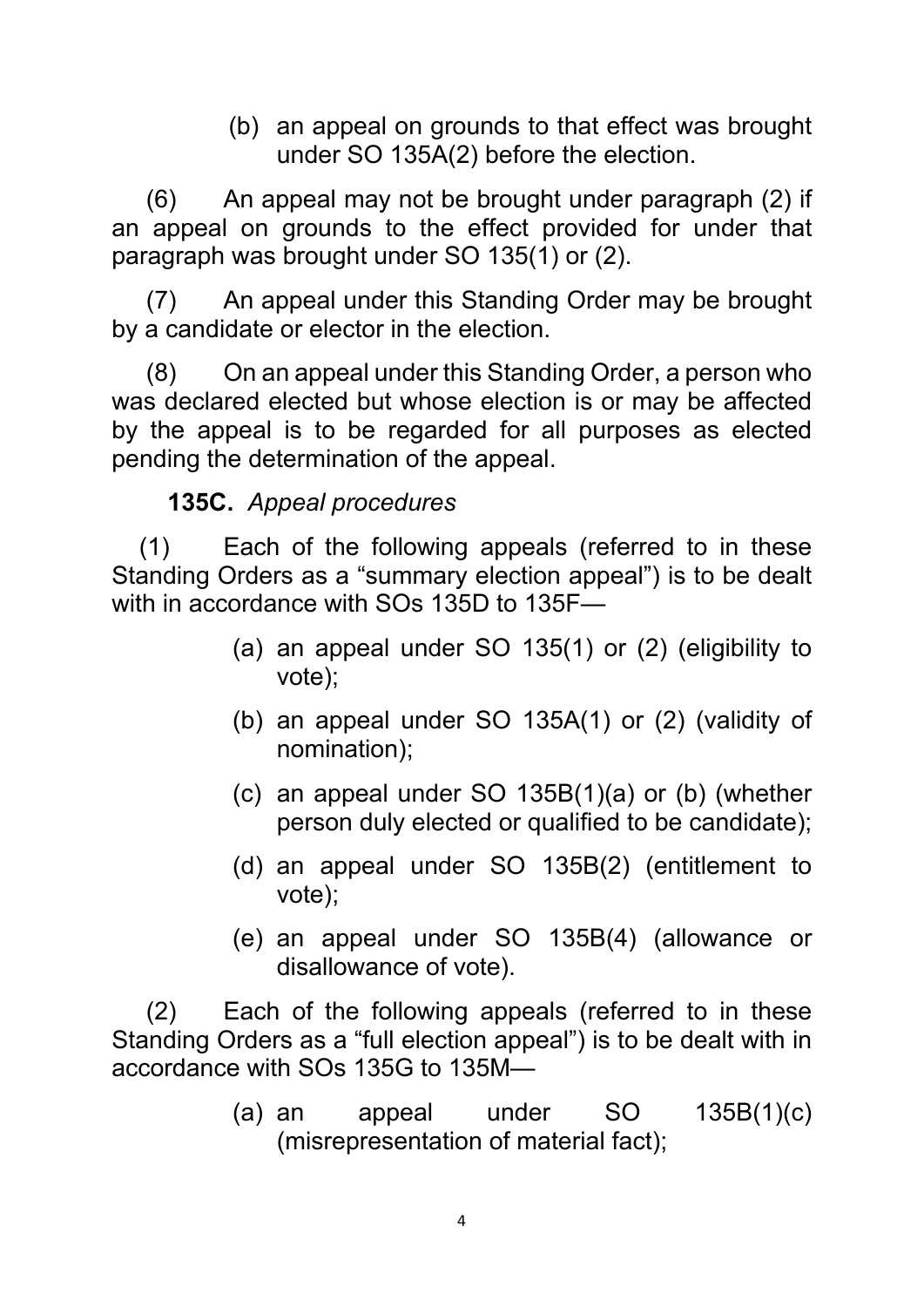(b) an appeal on grounds to that effect was brought under SO 135A(2) before the election.

(6) An appeal may not be brought under paragraph (2) if an appeal on grounds to the effect provided for under that paragraph was brought under SO 135(1) or (2).

(7) An appeal under this Standing Order may be brought by a candidate or elector in the election.

(8) On an appeal under this Standing Order, a person who was declared elected but whose election is or may be affected by the appeal is to be regarded for all purposes as elected pending the determination of the appeal.

**135C.** *Appeal procedures*

(1) Each of the following appeals (referred to in these Standing Orders as a "summary election appeal") is to be dealt with in accordance with SOs 135D to 135F—

(a) an appeal under SO 135(1) or (2) (eligibility to vote);

(b) an appeal under SO 135A(1) or (2) (validity of nomination);

(c) an appeal under SO 135B(1)(a) or (b) (whether person duly elected or qualified to be candidate);

(d) an appeal under SO 135B(2) (entitlement to vote);

(e) an appeal under SO 135B(4) (allowance or disallowance of vote).

(2) Each of the following appeals (referred to in these Standing Orders as a "full election appeal") is to be dealt with in accordance with SOs 135G to 135M—

(a) an appeal under SO 135B(1)(c) (misrepresentation of material fact);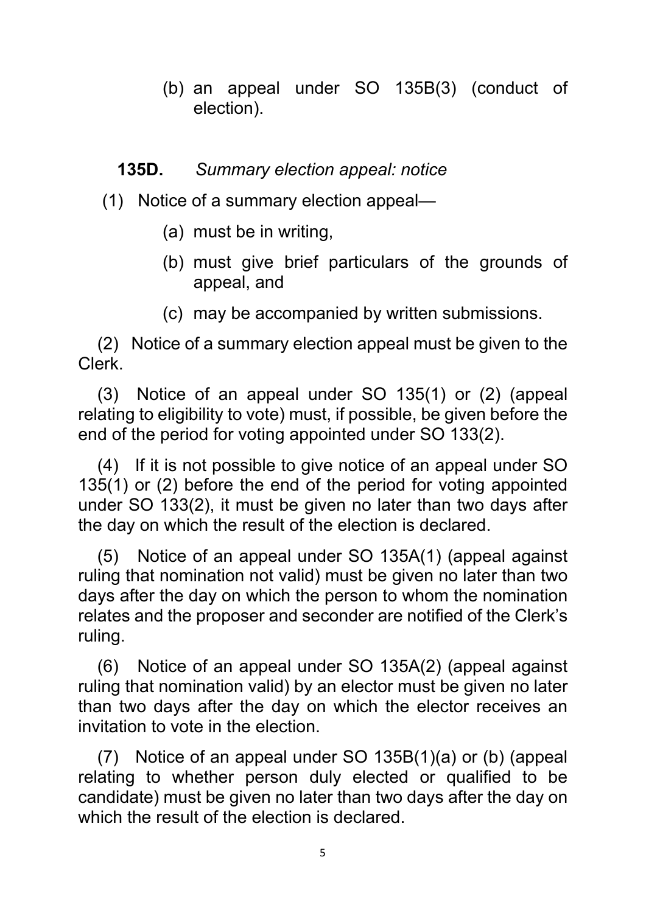(b) an appeal under SO 135B(3) (conduct of election).

**135D.** *Summary election appeal: notice*

(1) Notice of a summary election appeal—

(a) must be in writing,

(b) must give brief particulars of the grounds of appeal, and

(c) may be accompanied by written submissions.

(2) Notice of a summary election appeal must be given to the Clerk.

(3) Notice of an appeal under SO 135(1) or (2) (appeal relating to eligibility to vote) must, if possible, be given before the end of the period for voting appointed under SO 133(2).

(4) If it is not possible to give notice of an appeal under SO 135(1) or (2) before the end of the period for voting appointed under SO 133(2), it must be given no later than two days after the day on which the result of the election is declared.

(5) Notice of an appeal under SO 135A(1) (appeal against ruling that nomination not valid) must be given no later than two days after the day on which the person to whom the nomination relates and the proposer and seconder are notified of the Clerk's ruling.

(6) Notice of an appeal under SO 135A(2) (appeal against ruling that nomination valid) by an elector must be given no later than two days after the day on which the elector receives an invitation to vote in the election.

(7) Notice of an appeal under SO 135B(1)(a) or (b) (appeal relating to whether person duly elected or qualified to be candidate) must be given no later than two days after the day on which the result of the election is declared.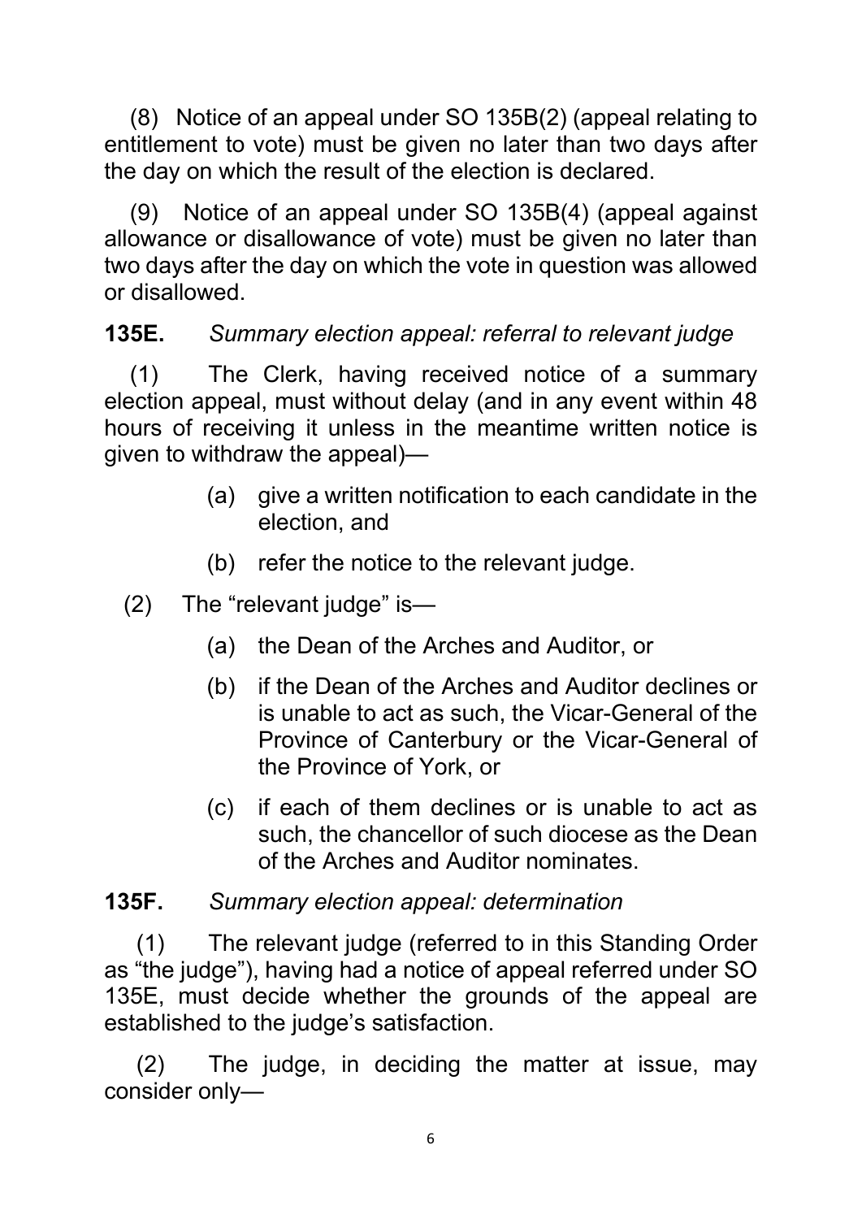(8) Notice of an appeal under SO 135B(2) (appeal relating to entitlement to vote) must be given no later than two days after the day on which the result of the election is declared.

(9) Notice of an appeal under SO 135B(4) (appeal against allowance or disallowance of vote) must be given no later than two days after the day on which the vote in question was allowed or disallowed.

**135E.** *Summary election appeal: referral to relevant judge*

(1) The Clerk, having received notice of a summary election appeal, must without delay (and in any event within 48 hours of receiving it unless in the meantime written notice is given to withdraw the appeal)—

> (a) give a written notification to each candidate in the election, and
>
> (b) refer the notice to the relevant judge.

(2) The "relevant judge" is—

> (a) the Dean of the Arches and Auditor, or
>
> (b) if the Dean of the Arches and Auditor declines or is unable to act as such, the Vicar-General of the Province of Canterbury or the Vicar-General of the Province of York, or
>
> (c) if each of them declines or is unable to act as such, the chancellor of such diocese as the Dean of the Arches and Auditor nominates.

**135F.** *Summary election appeal: determination*

(1) The relevant judge (referred to in this Standing Order as "the judge"), having had a notice of appeal referred under SO 135E, must decide whether the grounds of the appeal are established to the judge's satisfaction.

(2) The judge, in deciding the matter at issue, may consider only—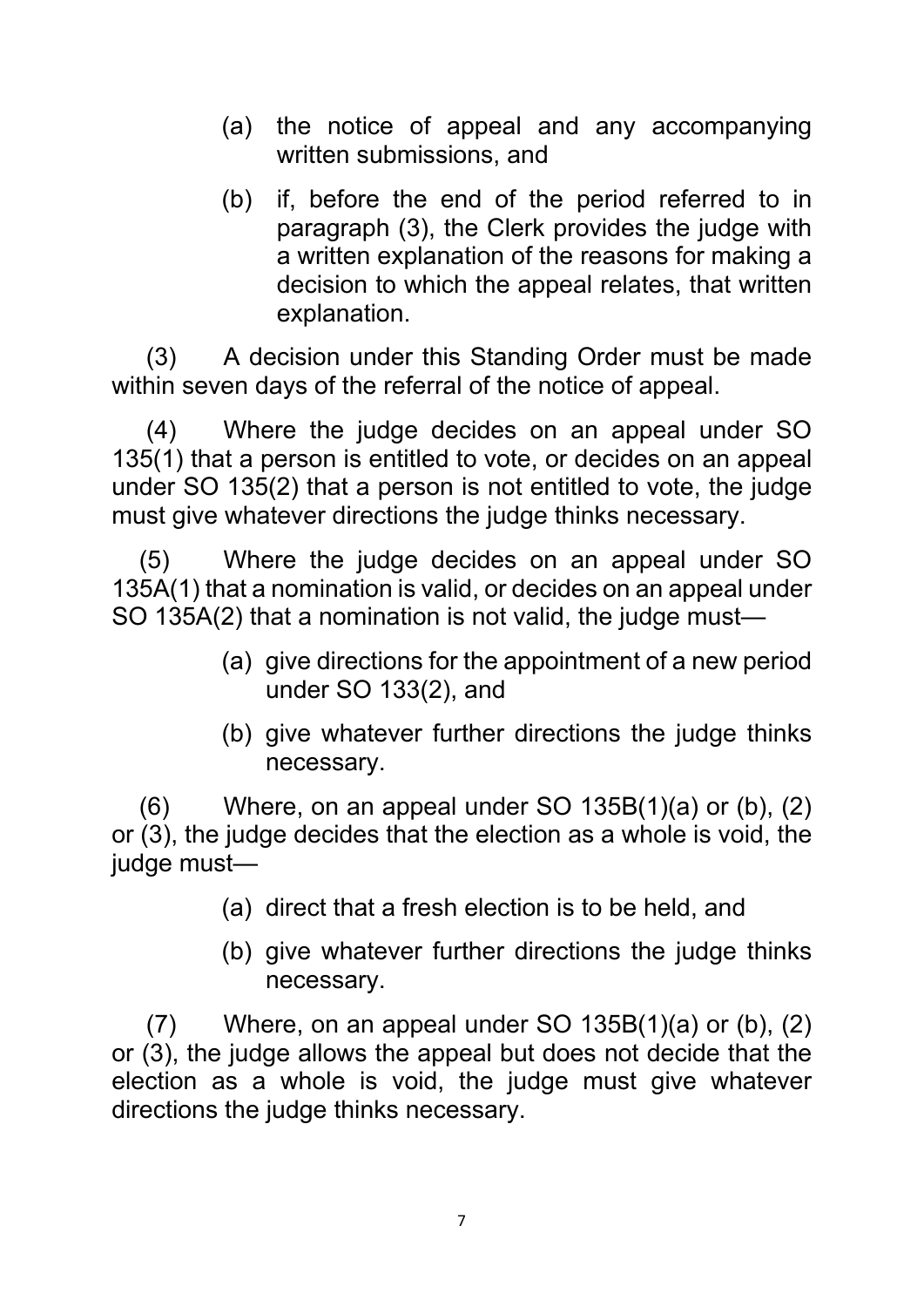(a) the notice of appeal and any accompanying written submissions, and

(b) if, before the end of the period referred to in paragraph (3), the Clerk provides the judge with a written explanation of the reasons for making a decision to which the appeal relates, that written explanation.

(3) A decision under this Standing Order must be made within seven days of the referral of the notice of appeal.

(4) Where the judge decides on an appeal under SO 135(1) that a person is entitled to vote, or decides on an appeal under SO 135(2) that a person is not entitled to vote, the judge must give whatever directions the judge thinks necessary.

(5) Where the judge decides on an appeal under SO 135A(1) that a nomination is valid, or decides on an appeal under SO 135A(2) that a nomination is not valid, the judge must—

(a) give directions for the appointment of a new period under SO 133(2), and

(b) give whatever further directions the judge thinks necessary.

(6) Where, on an appeal under SO 135B(1)(a) or (b), (2) or (3), the judge decides that the election as a whole is void, the judge must—

(a) direct that a fresh election is to be held, and

(b) give whatever further directions the judge thinks necessary.

(7) Where, on an appeal under SO 135B(1)(a) or (b), (2) or (3), the judge allows the appeal but does not decide that the election as a whole is void, the judge must give whatever directions the judge thinks necessary.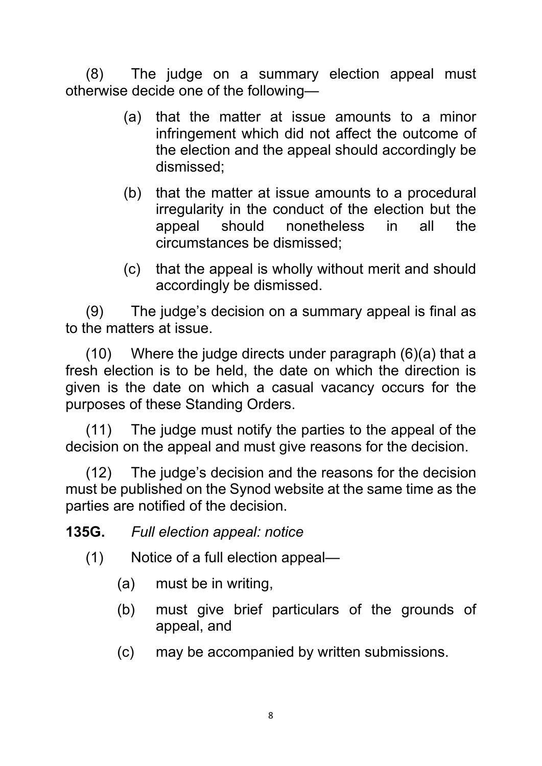(8) The judge on a summary election appeal must otherwise decide one of the following—

- (a) that the matter at issue amounts to a minor infringement which did not affect the outcome of the election and the appeal should accordingly be dismissed;
- (b) that the matter at issue amounts to a procedural irregularity in the conduct of the election but the appeal should nonetheless in all the circumstances be dismissed;
- (c) that the appeal is wholly without merit and should accordingly be dismissed.

(9) The judge's decision on a summary appeal is final as to the matters at issue.

(10) Where the judge directs under paragraph (6)(a) that a fresh election is to be held, the date on which the direction is given is the date on which a casual vacancy occurs for the purposes of these Standing Orders.

(11) The judge must notify the parties to the appeal of the decision on the appeal and must give reasons for the decision.

(12) The judge's decision and the reasons for the decision must be published on the Synod website at the same time as the parties are notified of the decision.

**135G.** *Full election appeal: notice*

(1) Notice of a full election appeal—

- (a) must be in writing,
- (b) must give brief particulars of the grounds of appeal, and
- (c) may be accompanied by written submissions.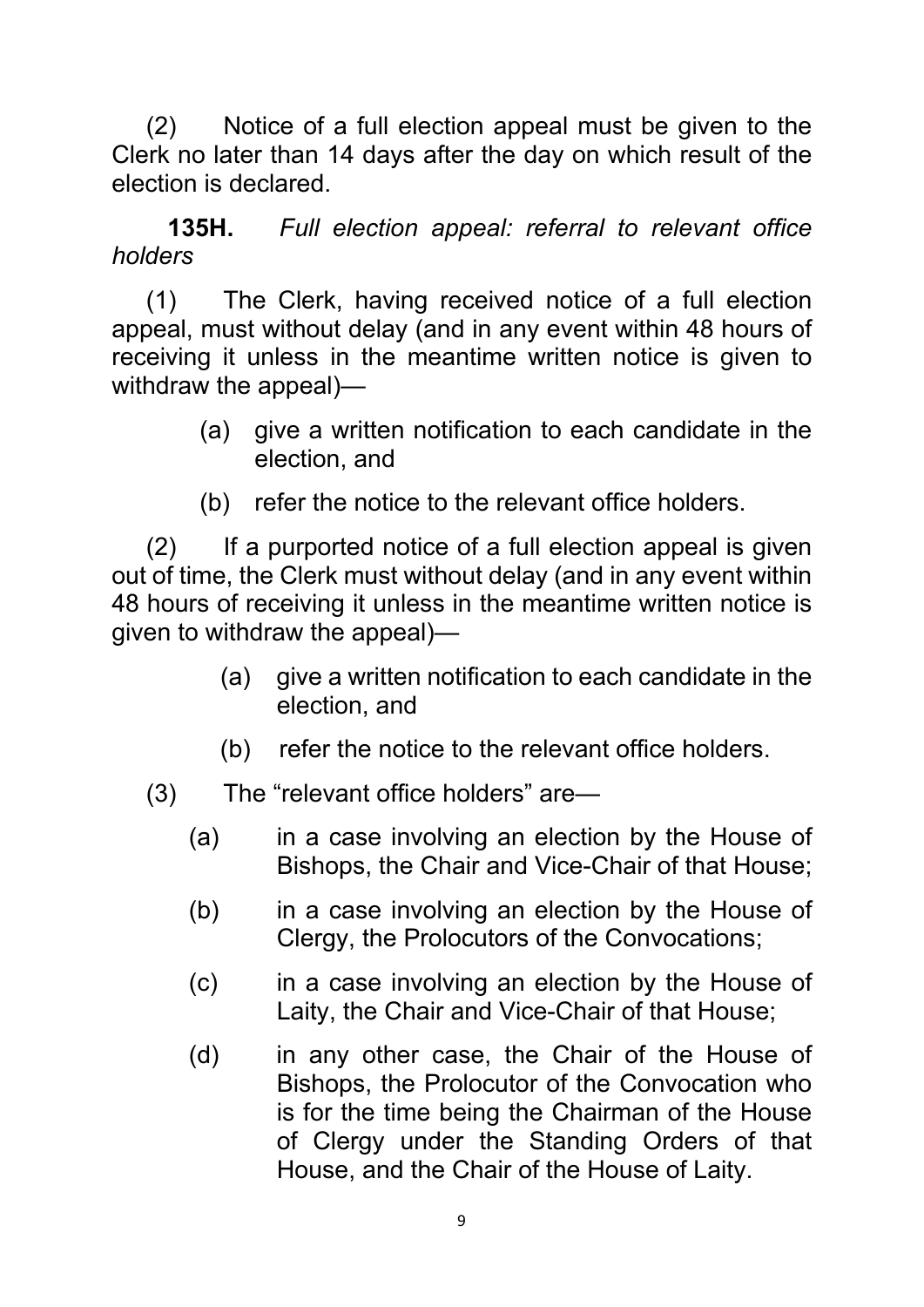(2) Notice of a full election appeal must be given to the Clerk no later than 14 days after the day on which result of the election is declared.

**135H.** *Full election appeal: referral to relevant office holders*

(1) The Clerk, having received notice of a full election appeal, must without delay (and in any event within 48 hours of receiving it unless in the meantime written notice is given to withdraw the appeal)—

- (a) give a written notification to each candidate in the election, and
- (b) refer the notice to the relevant office holders.

(2) If a purported notice of a full election appeal is given out of time, the Clerk must without delay (and in any event within 48 hours of receiving it unless in the meantime written notice is given to withdraw the appeal)—

- (a) give a written notification to each candidate in the election, and
- (b) refer the notice to the relevant office holders.

(3) The "relevant office holders" are—

- (a) in a case involving an election by the House of Bishops, the Chair and Vice-Chair of that House;
- (b) in a case involving an election by the House of Clergy, the Prolocutors of the Convocations;
- (c) in a case involving an election by the House of Laity, the Chair and Vice-Chair of that House;
- (d) in any other case, the Chair of the House of Bishops, the Prolocutor of the Convocation who is for the time being the Chairman of the House of Clergy under the Standing Orders of that House, and the Chair of the House of Laity.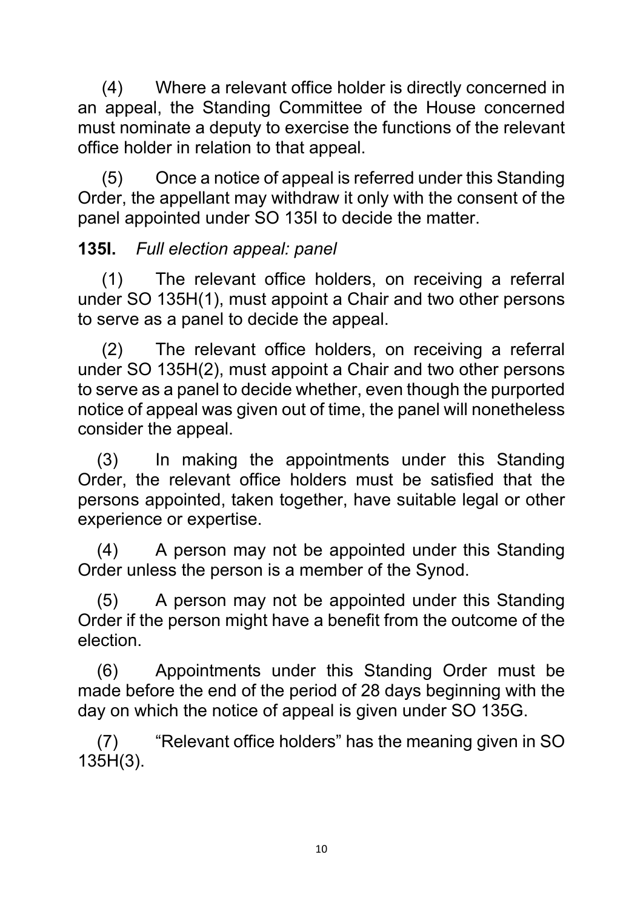(4) Where a relevant office holder is directly concerned in an appeal, the Standing Committee of the House concerned must nominate a deputy to exercise the functions of the relevant office holder in relation to that appeal.

(5) Once a notice of appeal is referred under this Standing Order, the appellant may withdraw it only with the consent of the panel appointed under SO 135I to decide the matter.

**135I.** *Full election appeal: panel*

(1) The relevant office holders, on receiving a referral under SO 135H(1), must appoint a Chair and two other persons to serve as a panel to decide the appeal.

(2) The relevant office holders, on receiving a referral under SO 135H(2), must appoint a Chair and two other persons to serve as a panel to decide whether, even though the purported notice of appeal was given out of time, the panel will nonetheless consider the appeal.

(3) In making the appointments under this Standing Order, the relevant office holders must be satisfied that the persons appointed, taken together, have suitable legal or other experience or expertise.

(4) A person may not be appointed under this Standing Order unless the person is a member of the Synod.

(5) A person may not be appointed under this Standing Order if the person might have a benefit from the outcome of the election.

(6) Appointments under this Standing Order must be made before the end of the period of 28 days beginning with the day on which the notice of appeal is given under SO 135G.

(7) "Relevant office holders" has the meaning given in SO 135H(3).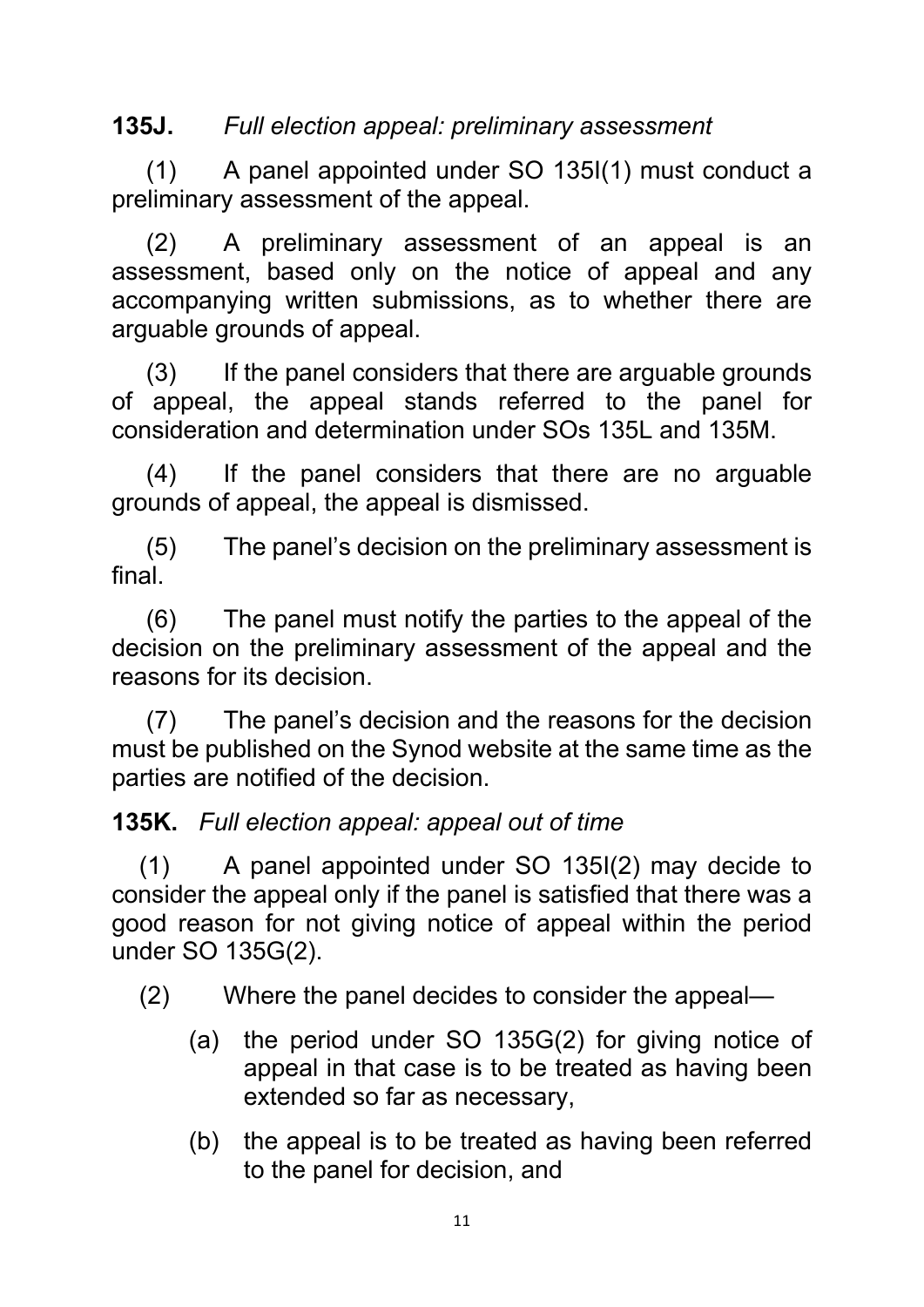**135J.** *Full election appeal: preliminary assessment*

(1) A panel appointed under SO 135I(1) must conduct a preliminary assessment of the appeal.

(2) A preliminary assessment of an appeal is an assessment, based only on the notice of appeal and any accompanying written submissions, as to whether there are arguable grounds of appeal.

(3) If the panel considers that there are arguable grounds of appeal, the appeal stands referred to the panel for consideration and determination under SOs 135L and 135M.

(4) If the panel considers that there are no arguable grounds of appeal, the appeal is dismissed.

(5) The panel's decision on the preliminary assessment is final.

(6) The panel must notify the parties to the appeal of the decision on the preliminary assessment of the appeal and the reasons for its decision.

(7) The panel's decision and the reasons for the decision must be published on the Synod website at the same time as the parties are notified of the decision.

**135K.** *Full election appeal: appeal out of time*

(1) A panel appointed under SO 135I(2) may decide to consider the appeal only if the panel is satisfied that there was a good reason for not giving notice of appeal within the period under SO 135G(2).

(2) Where the panel decides to consider the appeal—

(a) the period under SO 135G(2) for giving notice of appeal in that case is to be treated as having been extended so far as necessary,

(b) the appeal is to be treated as having been referred to the panel for decision, and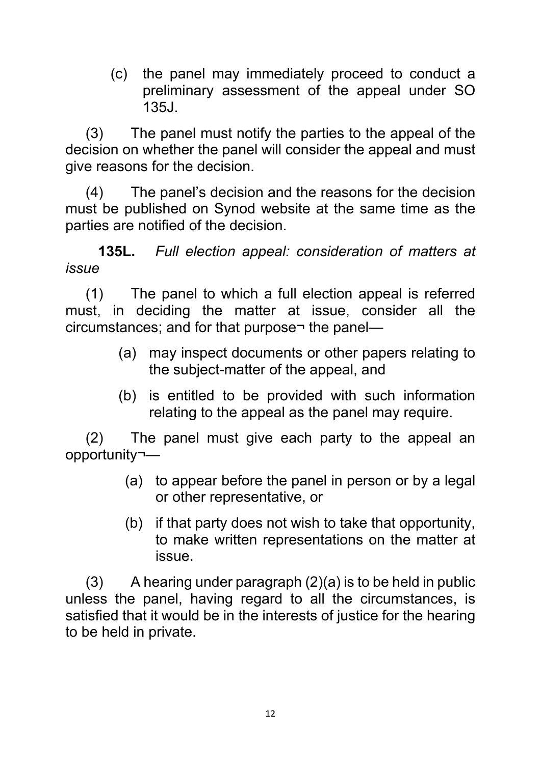(c) the panel may immediately proceed to conduct a preliminary assessment of the appeal under SO 135J.

(3) The panel must notify the parties to the appeal of the decision on whether the panel will consider the appeal and must give reasons for the decision.

(4) The panel's decision and the reasons for the decision must be published on Synod website at the same time as the parties are notified of the decision.

**135L.** *Full election appeal: consideration of matters at issue*

(1) The panel to which a full election appeal is referred must, in deciding the matter at issue, consider all the circumstances; and for that purpose¬ the panel—

(a) may inspect documents or other papers relating to the subject-matter of the appeal, and

(b) is entitled to be provided with such information relating to the appeal as the panel may require.

(2) The panel must give each party to the appeal an opportunity¬—

(a) to appear before the panel in person or by a legal or other representative, or

(b) if that party does not wish to take that opportunity, to make written representations on the matter at issue.

(3) A hearing under paragraph (2)(a) is to be held in public unless the panel, having regard to all the circumstances, is satisfied that it would be in the interests of justice for the hearing to be held in private.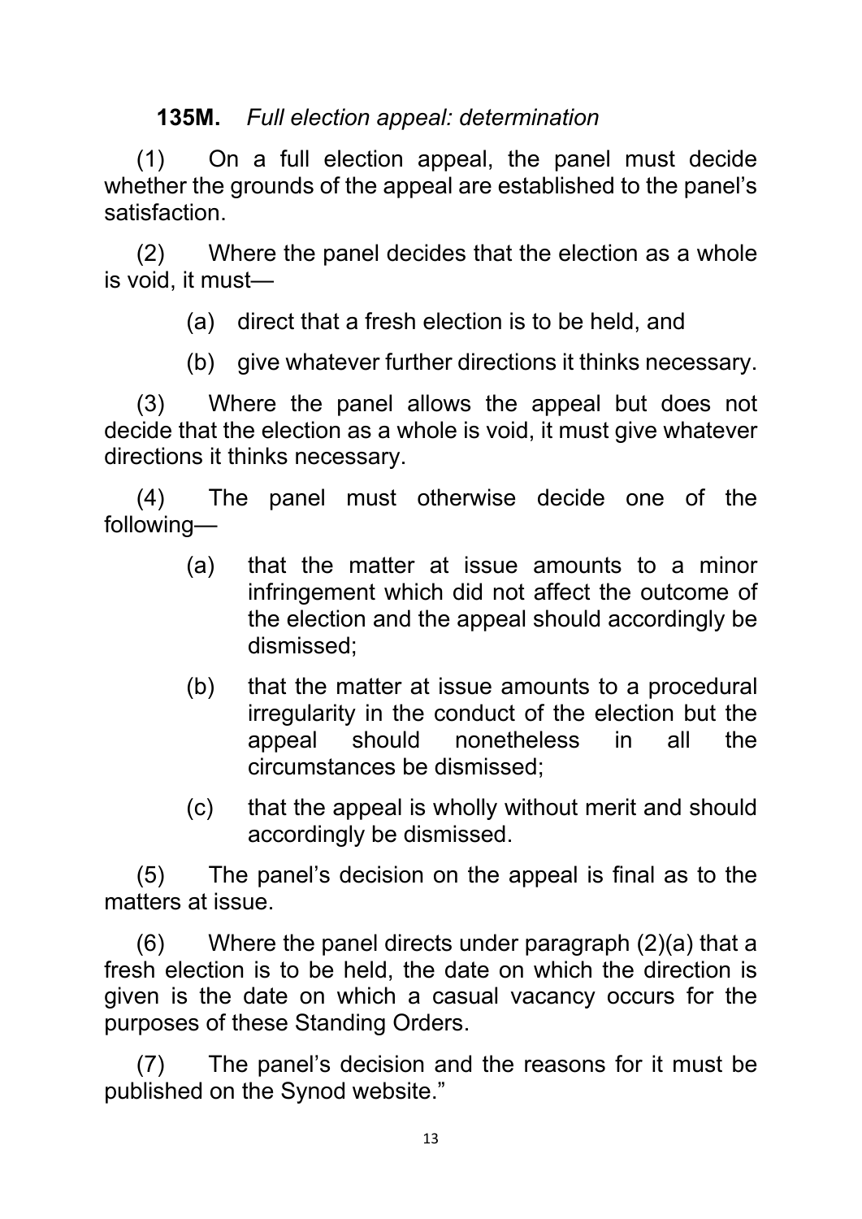**135M.** *Full election appeal: determination*

(1) On a full election appeal, the panel must decide whether the grounds of the appeal are established to the panel's satisfaction.

(2) Where the panel decides that the election as a whole is void, it must—

> (a) direct that a fresh election is to be held, and
>
> (b) give whatever further directions it thinks necessary.

(3) Where the panel allows the appeal but does not decide that the election as a whole is void, it must give whatever directions it thinks necessary.

(4) The panel must otherwise decide one of the following—

> (a) that the matter at issue amounts to a minor infringement which did not affect the outcome of the election and the appeal should accordingly be dismissed;
>
> (b) that the matter at issue amounts to a procedural irregularity in the conduct of the election but the appeal should nonetheless in all the circumstances be dismissed;
>
> (c) that the appeal is wholly without merit and should accordingly be dismissed.

(5) The panel's decision on the appeal is final as to the matters at issue.

(6) Where the panel directs under paragraph (2)(a) that a fresh election is to be held, the date on which the direction is given is the date on which a casual vacancy occurs for the purposes of these Standing Orders.

(7) The panel's decision and the reasons for it must be published on the Synod website."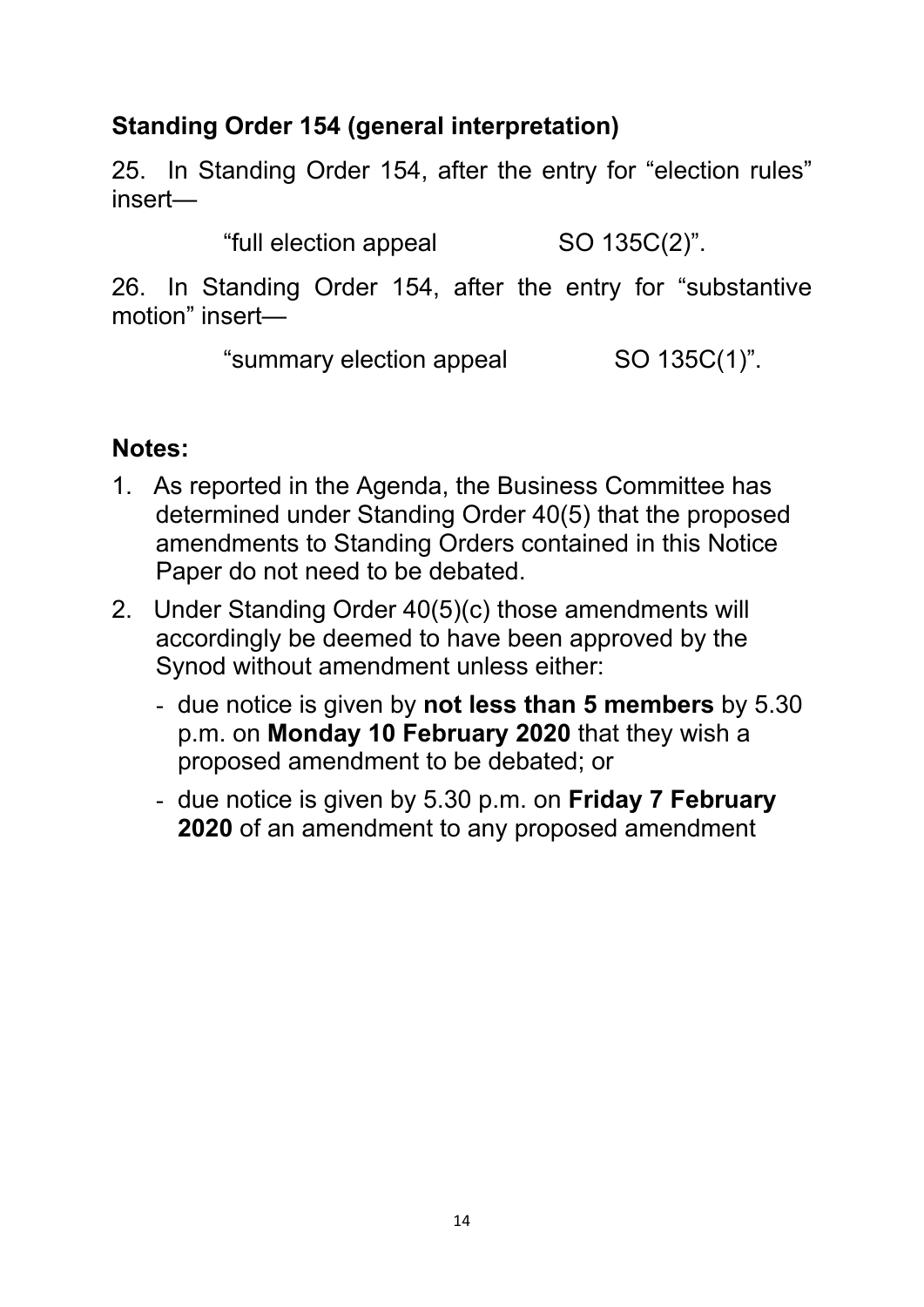### Standing Order 154 (general interpretation)

25. In Standing Order 154, after the entry for “election rules” insert—

“full election appeal SO 135C(2)”.

26. In Standing Order 154, after the entry for “substantive motion” insert—

“summary election appeal SO 135C(1)”.

### Notes:

1. As reported in the Agenda, the Business Committee has determined under Standing Order 40(5) that the proposed amendments to Standing Orders contained in this Notice Paper do not need to be debated.
2. Under Standing Order 40(5)(c) those amendments will accordingly be deemed to have been approved by the Synod without amendment unless either:
   - due notice is given by **not less than 5 members** by 5.30 p.m. on **Monday 10 February 2020** that they wish a proposed amendment to be debated; or
   - due notice is given by 5.30 p.m. on **Friday 7 February 2020** of an amendment to any proposed amendment